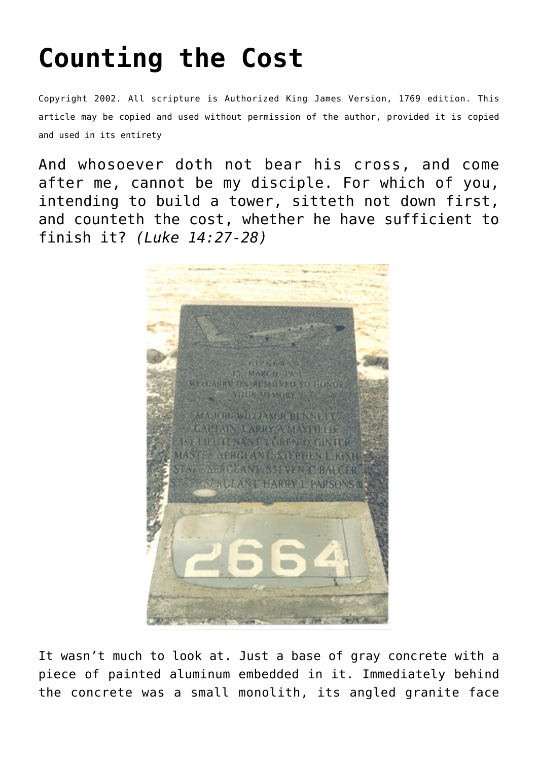# Counting the Cost

Copyright 2002. All scripture is Authorized King James Version, 1769 edition. This article may be copied and used without permission of the author, provided it is copied and used in its entirety

And whosoever doth not bear his cross, and come after me, cannot be my disciple. For which of you, intending to build a tower, sitteth not down first, and counteth the cost, whether he have sufficient to finish it? *(Luke 14:27-28)*

It wasn't much to look at. Just a base of gray concrete with a piece of painted aluminum embedded in it. Immediately behind the concrete was a small monolith, its angled granite face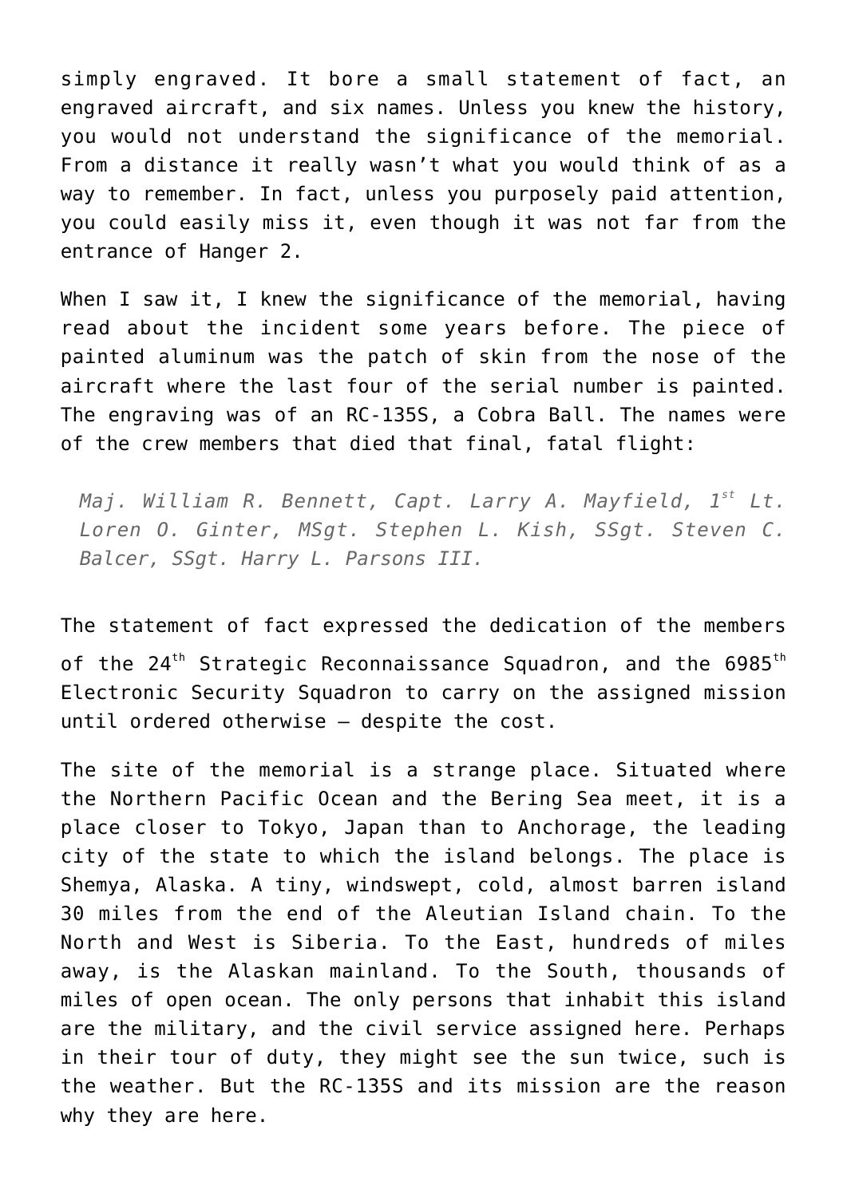simply engraved. It bore a small statement of fact, an engraved aircraft, and six names. Unless you knew the history, you would not understand the significance of the memorial. From a distance it really wasn't what you would think of as a way to remember. In fact, unless you purposely paid attention, you could easily miss it, even though it was not far from the entrance of Hanger 2.

When I saw it, I knew the significance of the memorial, having read about the incident some years before. The piece of painted aluminum was the patch of skin from the nose of the aircraft where the last four of the serial number is painted. The engraving was of an RC-135S, a Cobra Ball. The names were of the crew members that died that final, fatal flight:

> *Maj. William R. Bennett, Capt. Larry A. Mayfield, 1st Lt. Loren O. Ginter, MSgt. Stephen L. Kish, SSgt. Steven C. Balcer, SSgt. Harry L. Parsons III.*

The statement of fact expressed the dedication of the members of the 24th Strategic Reconnaissance Squadron, and the 6985th Electronic Security Squadron to carry on the assigned mission until ordered otherwise – despite the cost.

The site of the memorial is a strange place. Situated where the Northern Pacific Ocean and the Bering Sea meet, it is a place closer to Tokyo, Japan than to Anchorage, the leading city of the state to which the island belongs. The place is Shemya, Alaska. A tiny, windswept, cold, almost barren island 30 miles from the end of the Aleutian Island chain. To the North and West is Siberia. To the East, hundreds of miles away, is the Alaskan mainland. To the South, thousands of miles of open ocean. The only persons that inhabit this island are the military, and the civil service assigned here. Perhaps in their tour of duty, they might see the sun twice, such is the weather. But the RC-135S and its mission are the reason why they are here.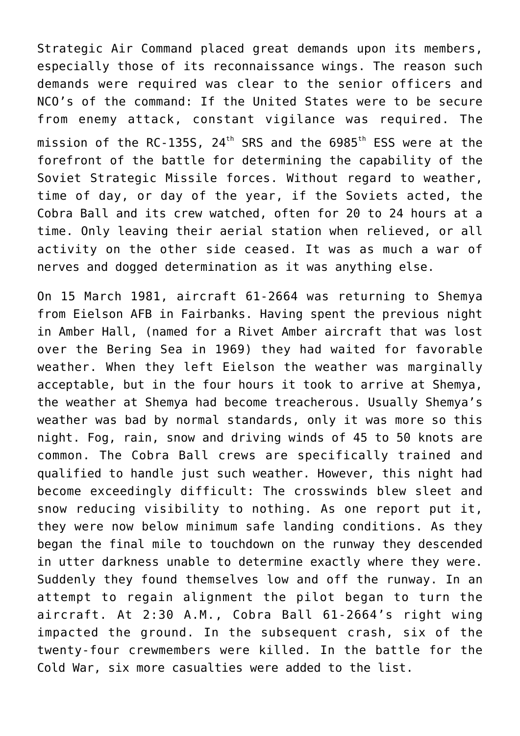Strategic Air Command placed great demands upon its members, especially those of its reconnaissance wings. The reason such demands were required was clear to the senior officers and NCO's of the command: If the United States were to be secure from enemy attack, constant vigilance was required. The mission of the RC-135S, 24th SRS and the 6985th ESS were at the forefront of the battle for determining the capability of the Soviet Strategic Missile forces. Without regard to weather, time of day, or day of the year, if the Soviets acted, the Cobra Ball and its crew watched, often for 20 to 24 hours at a time. Only leaving their aerial station when relieved, or all activity on the other side ceased. It was as much a war of nerves and dogged determination as it was anything else.

On 15 March 1981, aircraft 61-2664 was returning to Shemya from Eielson AFB in Fairbanks. Having spent the previous night in Amber Hall, (named for a Rivet Amber aircraft that was lost over the Bering Sea in 1969) they had waited for favorable weather. When they left Eielson the weather was marginally acceptable, but in the four hours it took to arrive at Shemya, the weather at Shemya had become treacherous. Usually Shemya's weather was bad by normal standards, only it was more so this night. Fog, rain, snow and driving winds of 45 to 50 knots are common. The Cobra Ball crews are specifically trained and qualified to handle just such weather. However, this night had become exceedingly difficult: The crosswinds blew sleet and snow reducing visibility to nothing. As one report put it, they were now below minimum safe landing conditions. As they began the final mile to touchdown on the runway they descended in utter darkness unable to determine exactly where they were. Suddenly they found themselves low and off the runway. In an attempt to regain alignment the pilot began to turn the aircraft. At 2:30 A.M., Cobra Ball 61-2664's right wing impacted the ground. In the subsequent crash, six of the twenty-four crewmembers were killed. In the battle for the Cold War, six more casualties were added to the list.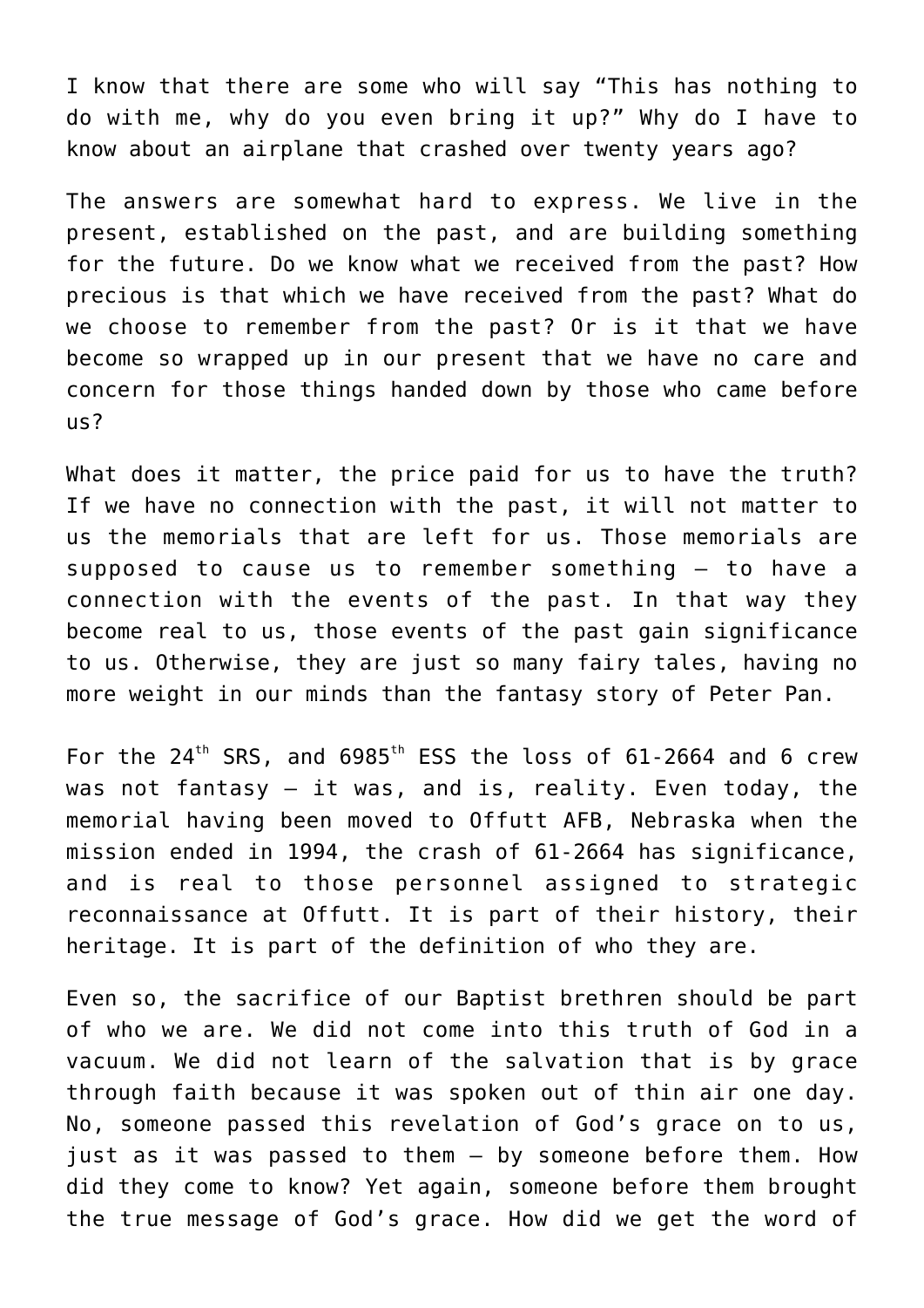I know that there are some who will say "This has nothing to do with me, why do you even bring it up?" Why do I have to know about an airplane that crashed over twenty years ago?

The answers are somewhat hard to express. We live in the present, established on the past, and are building something for the future. Do we know what we received from the past? How precious is that which we have received from the past? What do we choose to remember from the past? Or is it that we have become so wrapped up in our present that we have no care and concern for those things handed down by those who came before us?

What does it matter, the price paid for us to have the truth? If we have no connection with the past, it will not matter to us the memorials that are left for us. Those memorials are supposed to cause us to remember something – to have a connection with the events of the past. In that way they become real to us, those events of the past gain significance to us. Otherwise, they are just so many fairy tales, having no more weight in our minds than the fantasy story of Peter Pan.

For the 24th SRS, and 6985th ESS the loss of 61-2664 and 6 crew was not fantasy – it was, and is, reality. Even today, the memorial having been moved to Offutt AFB, Nebraska when the mission ended in 1994, the crash of 61-2664 has significance, and is real to those personnel assigned to strategic reconnaissance at Offutt. It is part of their history, their heritage. It is part of the definition of who they are.

Even so, the sacrifice of our Baptist brethren should be part of who we are. We did not come into this truth of God in a vacuum. We did not learn of the salvation that is by grace through faith because it was spoken out of thin air one day. No, someone passed this revelation of God's grace on to us, just as it was passed to them – by someone before them. How did they come to know? Yet again, someone before them brought the true message of God's grace. How did we get the word of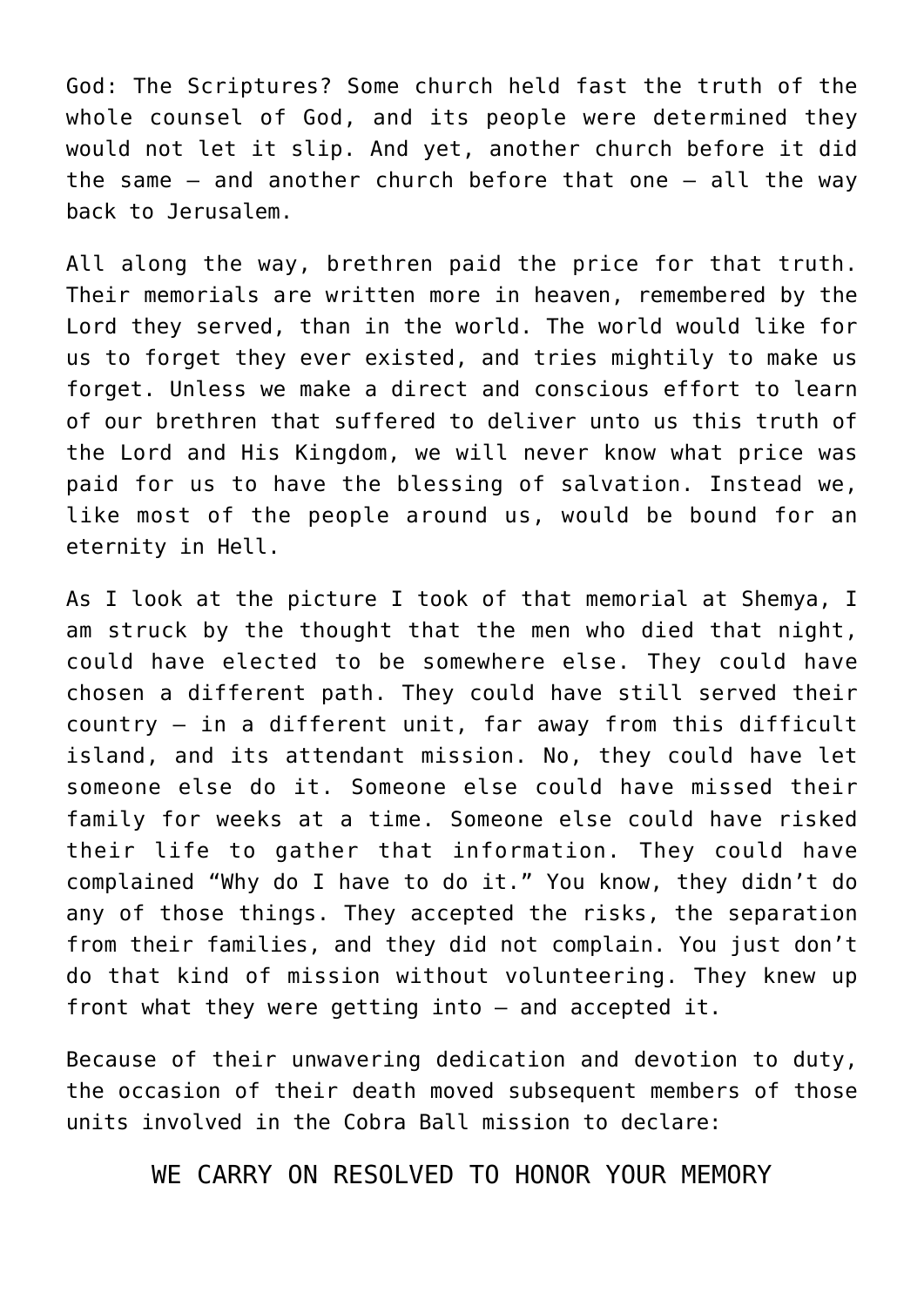God: The Scriptures? Some church held fast the truth of the whole counsel of God, and its people were determined they would not let it slip. And yet, another church before it did the same – and another church before that one – all the way back to Jerusalem.

All along the way, brethren paid the price for that truth. Their memorials are written more in heaven, remembered by the Lord they served, than in the world. The world would like for us to forget they ever existed, and tries mightily to make us forget. Unless we make a direct and conscious effort to learn of our brethren that suffered to deliver unto us this truth of the Lord and His Kingdom, we will never know what price was paid for us to have the blessing of salvation. Instead we, like most of the people around us, would be bound for an eternity in Hell.

As I look at the picture I took of that memorial at Shemya, I am struck by the thought that the men who died that night, could have elected to be somewhere else. They could have chosen a different path. They could have still served their country – in a different unit, far away from this difficult island, and its attendant mission. No, they could have let someone else do it. Someone else could have missed their family for weeks at a time. Someone else could have risked their life to gather that information. They could have complained "Why do I have to do it." You know, they didn't do any of those things. They accepted the risks, the separation from their families, and they did not complain. You just don't do that kind of mission without volunteering. They knew up front what they were getting into – and accepted it.

Because of their unwavering dedication and devotion to duty, the occasion of their death moved subsequent members of those units involved in the Cobra Ball mission to declare:

WE CARRY ON RESOLVED TO HONOR YOUR MEMORY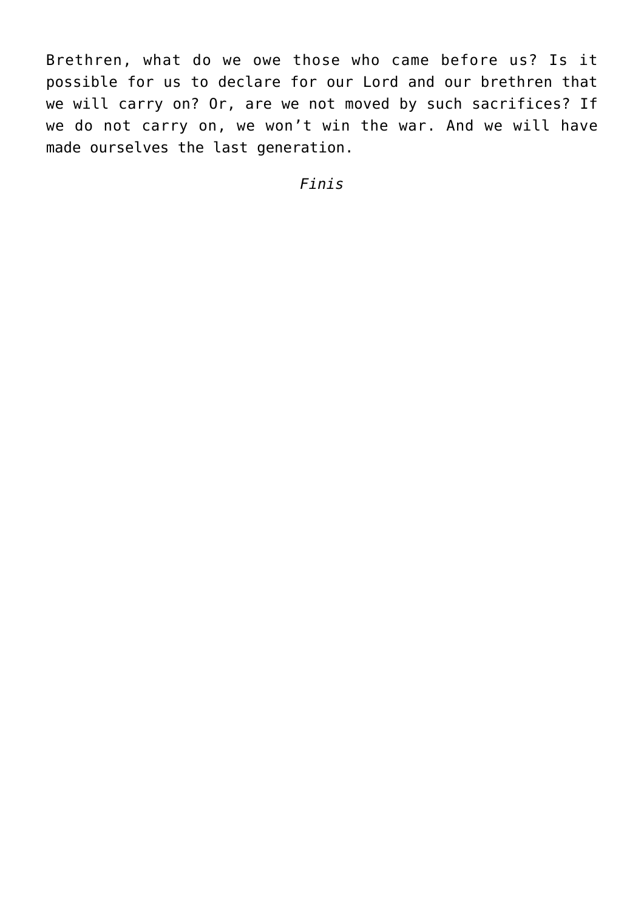Brethren, what do we owe those who came before us? Is it possible for us to declare for our Lord and our brethren that we will carry on? Or, are we not moved by such sacrifices? If we do not carry on, we won't win the war. And we will have made ourselves the last generation.

*Finis*